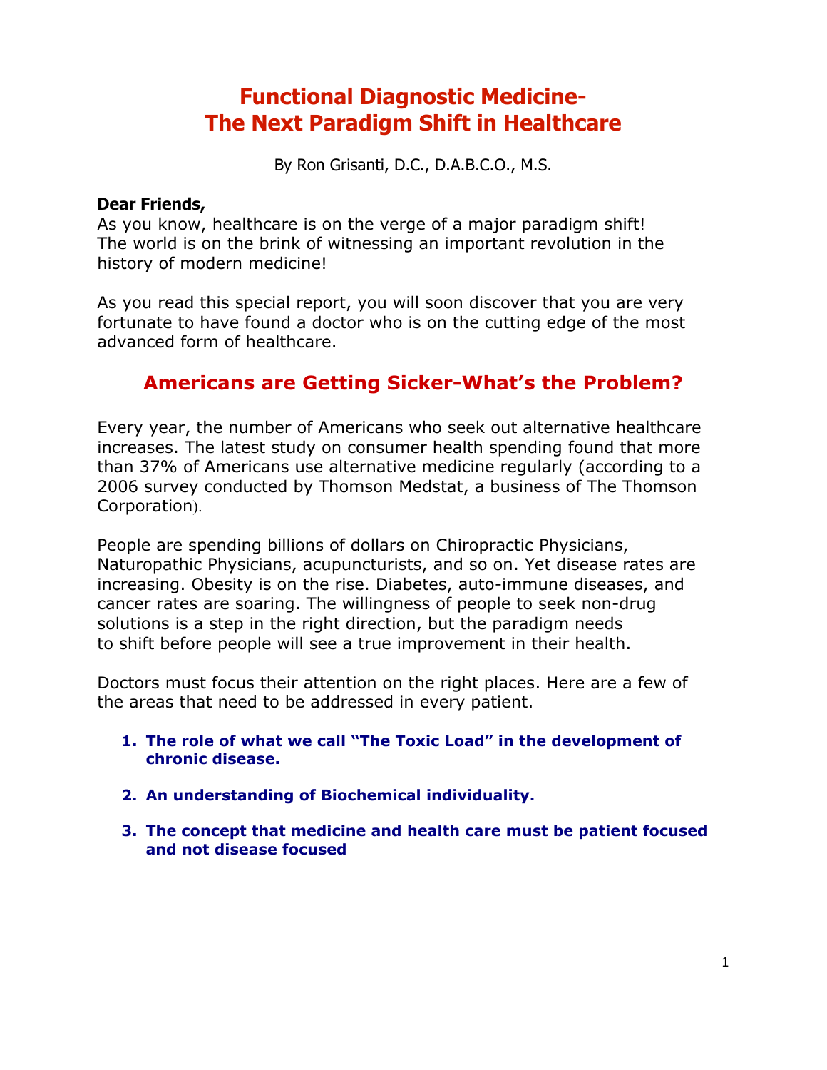# Functional Diagnostic Medicine- The Next Paradigm Shift in Healthcare

By Ron Grisanti, D.C., D.A.B.C.O., M.S.

**Dear Friends,**
As you know, healthcare is on the verge of a major paradigm shift! The world is on the brink of witnessing an important revolution in the history of modern medicine!

As you read this special report, you will soon discover that you are very fortunate to have found a doctor who is on the cutting edge of the most advanced form of healthcare.

## Americans are Getting Sicker-What's the Problem?

Every year, the number of Americans who seek out alternative healthcare increases. The latest study on consumer health spending found that more than 37% of Americans use alternative medicine regularly (according to a 2006 survey conducted by Thomson Medstat, a business of The Thomson Corporation).

People are spending billions of dollars on Chiropractic Physicians, Naturopathic Physicians, acupuncturists, and so on. Yet disease rates are increasing. Obesity is on the rise. Diabetes, auto-immune diseases, and cancer rates are soaring. The willingness of people to seek non-drug solutions is a step in the right direction, but the paradigm needs to shift before people will see a true improvement in their health.

Doctors must focus their attention on the right places. Here are a few of the areas that need to be addressed in every patient.

1. **The role of what we call "The Toxic Load" in the development of chronic disease.**
2. **An understanding of Biochemical individuality.**
3. **The concept that medicine and health care must be patient focused and not disease focused**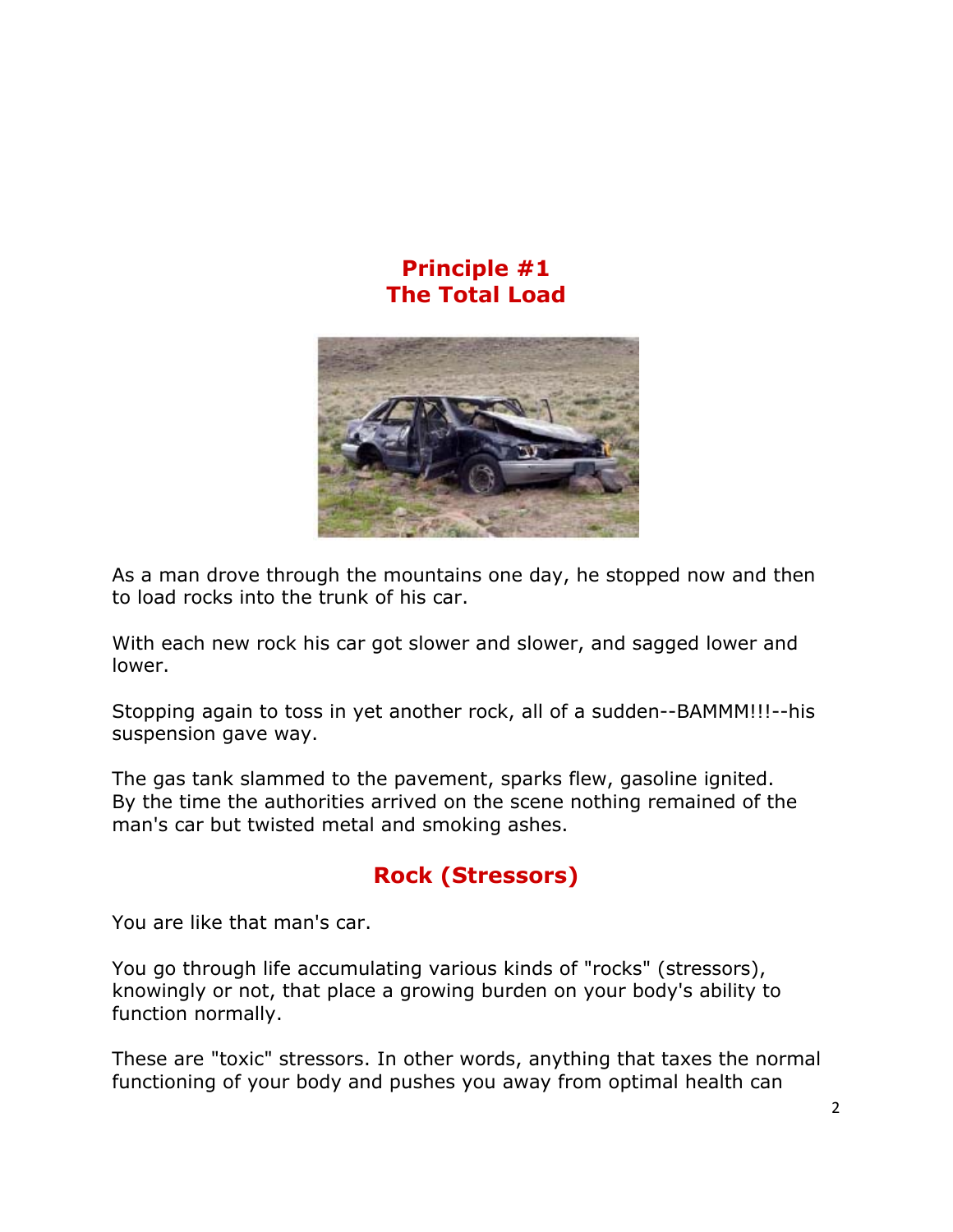## Principle #1
## The Total Load

As a man drove through the mountains one day, he stopped now and then to load rocks into the trunk of his car.

With each new rock his car got slower and slower, and sagged lower and lower.

Stopping again to toss in yet another rock, all of a sudden--BAMMM!!!--his suspension gave way.

The gas tank slammed to the pavement, sparks flew, gasoline ignited. By the time the authorities arrived on the scene nothing remained of the man's car but twisted metal and smoking ashes.

## Rock (Stressors)

You are like that man's car.

You go through life accumulating various kinds of "rocks" (stressors), knowingly or not, that place a growing burden on your body's ability to function normally.

These are "toxic" stressors. In other words, anything that taxes the normal functioning of your body and pushes you away from optimal health can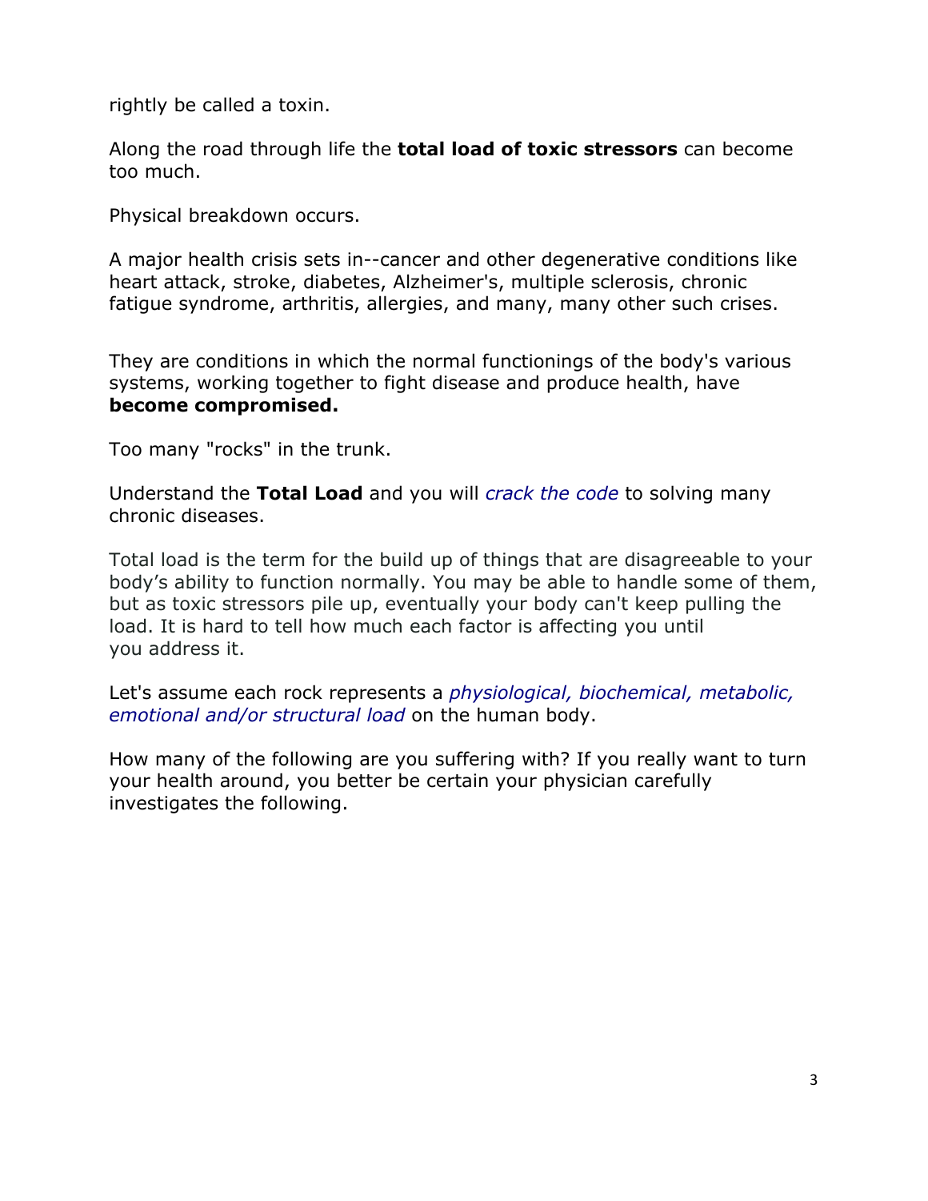rightly be called a toxin.

Along the road through life the **total load of toxic stressors** can become too much.

Physical breakdown occurs.

A major health crisis sets in--cancer and other degenerative conditions like heart attack, stroke, diabetes, Alzheimer's, multiple sclerosis, chronic fatigue syndrome, arthritis, allergies, and many, many other such crises.

They are conditions in which the normal functionings of the body's various systems, working together to fight disease and produce health, have **become compromised.**

Too many "rocks" in the trunk.

Understand the **Total Load** and you will *crack the code* to solving many chronic diseases.

Total load is the term for the build up of things that are disagreeable to your body's ability to function normally. You may be able to handle some of them, but as toxic stressors pile up, eventually your body can't keep pulling the load. It is hard to tell how much each factor is affecting you until you address it.

Let's assume each rock represents a *physiological, biochemical, metabolic, emotional and/or structural load* on the human body.

How many of the following are you suffering with? If you really want to turn your health around, you better be certain your physician carefully investigates the following.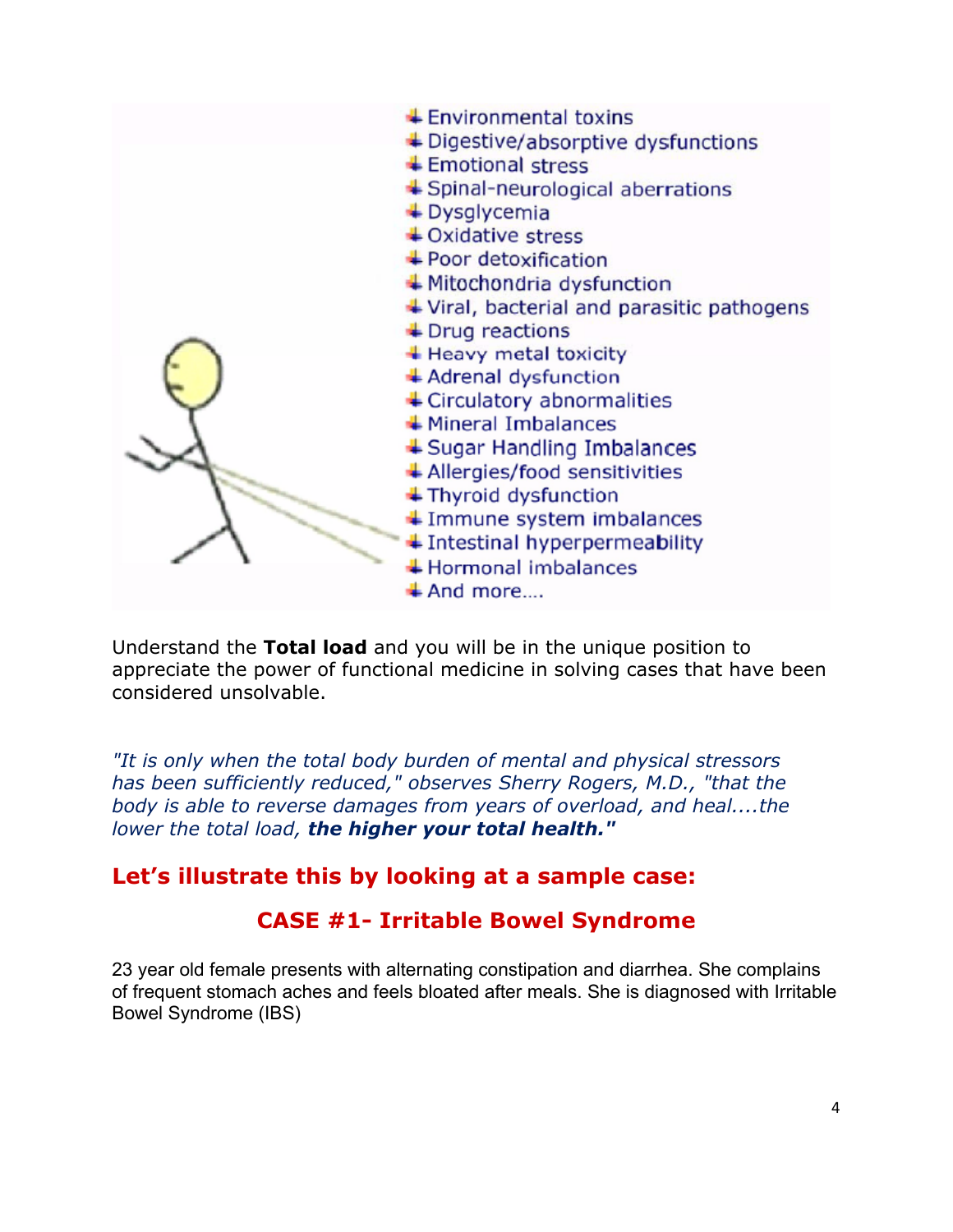- Environmental toxins
- Digestive/absorptive dysfunctions
- Emotional stress
- Spinal-neurological aberrations
- Dysglycemia
- Oxidative stress
- Poor detoxification
- Mitochondria dysfunction
- Viral, bacterial and parasitic pathogens
- Drug reactions
- Heavy metal toxicity
- Adrenal dysfunction
- Circulatory abnormalities
- Mineral Imbalances
- Sugar Handling Imbalances
- Allergies/food sensitivities
- Thyroid dysfunction
- Immune system imbalances
- Intestinal hyperpermeability
- Hormonal imbalances
- And more....

Understand the **Total load** and you will be in the unique position to appreciate the power of functional medicine in solving cases that have been considered unsolvable.

*"It is only when the total body burden of mental and physical stressors has been sufficiently reduced," observes Sherry Rogers, M.D., "that the body is able to reverse damages from years of overload, and heal....the lower the total load,* ***the higher your total health."***

## Let's illustrate this by looking at a sample case:

## CASE #1- Irritable Bowel Syndrome

23 year old female presents with alternating constipation and diarrhea. She complains of frequent stomach aches and feels bloated after meals. She is diagnosed with Irritable Bowel Syndrome (IBS)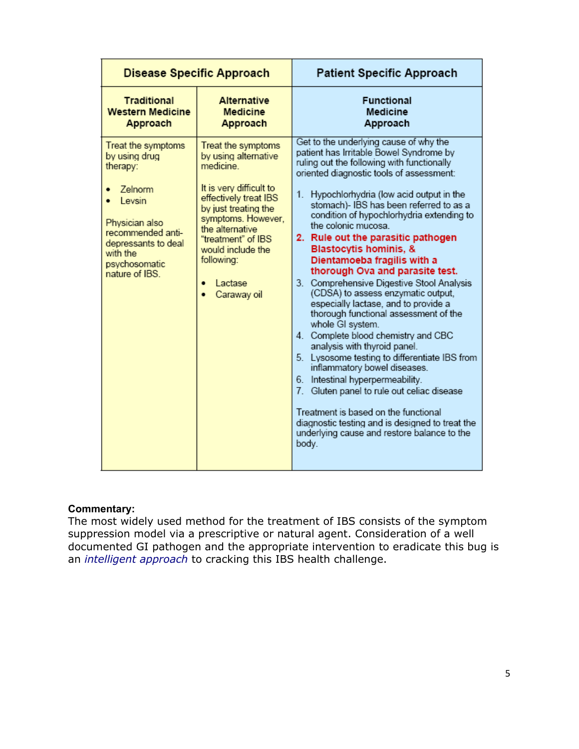| Disease Specific Approach | | Patient Specific Approach |
|---|---|---|
| **Traditional Western Medicine Approach** | **Alternative Medicine Approach** | **Functional Medicine Approach** |
| Treat the symptoms by using drug therapy:<br><br>• Zelnorm<br>• Levsin<br><br>Physician also recommended anti-depressants to deal with the psychosomatic nature of IBS. | Treat the symptoms by using alternative medicine.<br><br>It is very difficult to effectively treat IBS by just treating the symptoms. However, the alternative "treatment" of IBS would include the following:<br><br>• Lactase<br>• Caraway oil | Get to the underlying cause of why the patient has Irritable Bowel Syndrome by ruling out the following with functionally oriented diagnostic tools of assessment:<br><br>1. Hypochlorhydria (low acid output in the stomach)- IBS has been referred to as a condition of hypochlorhydria extending to the colonic mucosa.<br>2. **Rule out the parasitic pathogen Blastocytis hominis, & Dientamoeba fragilis with a thorough Ova and parasite test.**<br>3. Comprehensive Digestive Stool Analysis (CDSA) to assess enzymatic output, especially lactase, and to provide a thorough functional assessment of the whole GI system.<br>4. Complete blood chemistry and CBC analysis with thyroid panel.<br>5. Lysosome testing to differentiate IBS from inflammatory bowel diseases.<br>6. Intestinal hyperpermeability.<br>7. Gluten panel to rule out celiac disease<br><br>Treatment is based on the functional diagnostic testing and is designed to treat the underlying cause and restore balance to the body. |

**Commentary:**
The most widely used method for the treatment of IBS consists of the symptom suppression model via a prescriptive or natural agent. Consideration of a well documented GI pathogen and the appropriate intervention to eradicate this bug is an *intelligent approach* to cracking this IBS health challenge.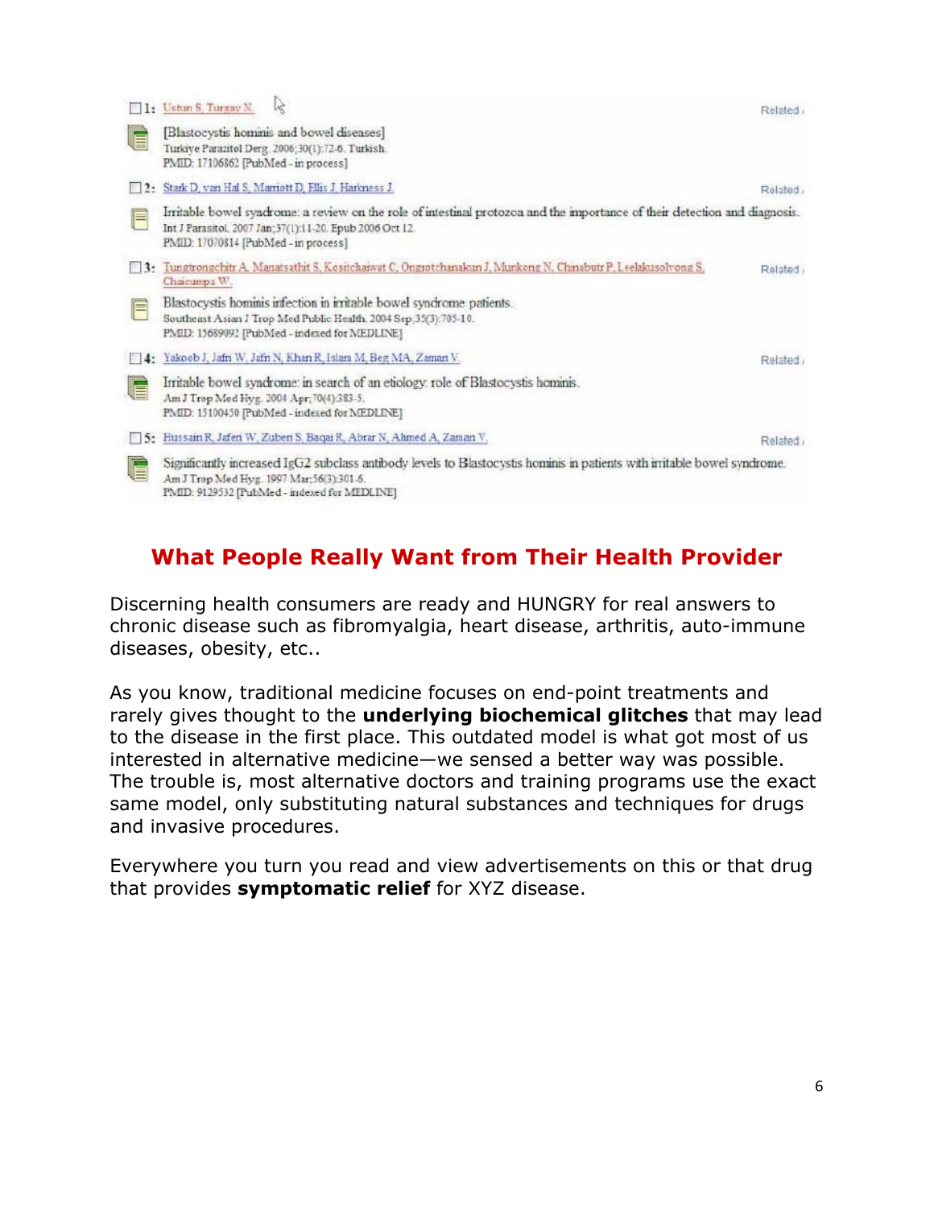1: Ustun S, Turgay N.
[Blastocystis hominis and bowel diseases]
Turkiye Parazitol Derg. 2006;30(1):72-6. Turkish.
PMID: 17106862 [PubMed - in process]
Related

2: Stark D, van Hal S, Marriott D, Ellis J, Harkness J.
Irritable bowel syndrome: a review on the role of intestinal protozoa and the importance of their detection and diagnosis.
Int J Parasitol. 2007 Jan;37(1):11-20. Epub 2006 Oct 12.
PMID: 17070814 [PubMed - in process]
Related

3: Tungtrongchitr A, Manatsathit S, Kositchaiwat C, Ongrotchanakun J, Munkong N, Chinabutr P, Leelakusolvong S, Chaicumpa W.
Blastocystis hominis infection in irritable bowel syndrome patients.
Southeast Asian J Trop Med Public Health. 2004 Sep;35(3):705-10.
PMID: 15689092 [PubMed - indexed for MEDLINE]
Related

4: Yakoob J, Jafri W, Jafri N, Khan R, Islam M, Beg MA, Zaman V.
Irritable bowel syndrome: in search of an etiology: role of Blastocystis hominis.
Am J Trop Med Hyg. 2004 Apr;70(4):383-5.
PMID: 15100450 [PubMed - indexed for MEDLINE]
Related

5: Hussain R, Jaferi W, Zuberi S, Baqai R, Abrar N, Ahmed A, Zaman V.
Significantly increased IgG2 subclass antibody levels to Blastocystis hominis in patients with irritable bowel syndrome.
Am J Trop Med Hyg. 1997 Mar;56(3):301-6.
PMID: 9129532 [PubMed - indexed for MEDLINE]
Related

## What People Really Want from Their Health Provider

Discerning health consumers are ready and HUNGRY for real answers to chronic disease such as fibromyalgia, heart disease, arthritis, auto-immune diseases, obesity, etc..

As you know, traditional medicine focuses on end-point treatments and rarely gives thought to the **underlying biochemical glitches** that may lead to the disease in the first place. This outdated model is what got most of us interested in alternative medicine—we sensed a better way was possible. The trouble is, most alternative doctors and training programs use the exact same model, only substituting natural substances and techniques for drugs and invasive procedures.

Everywhere you turn you read and view advertisements on this or that drug that provides **symptomatic relief** for XYZ disease.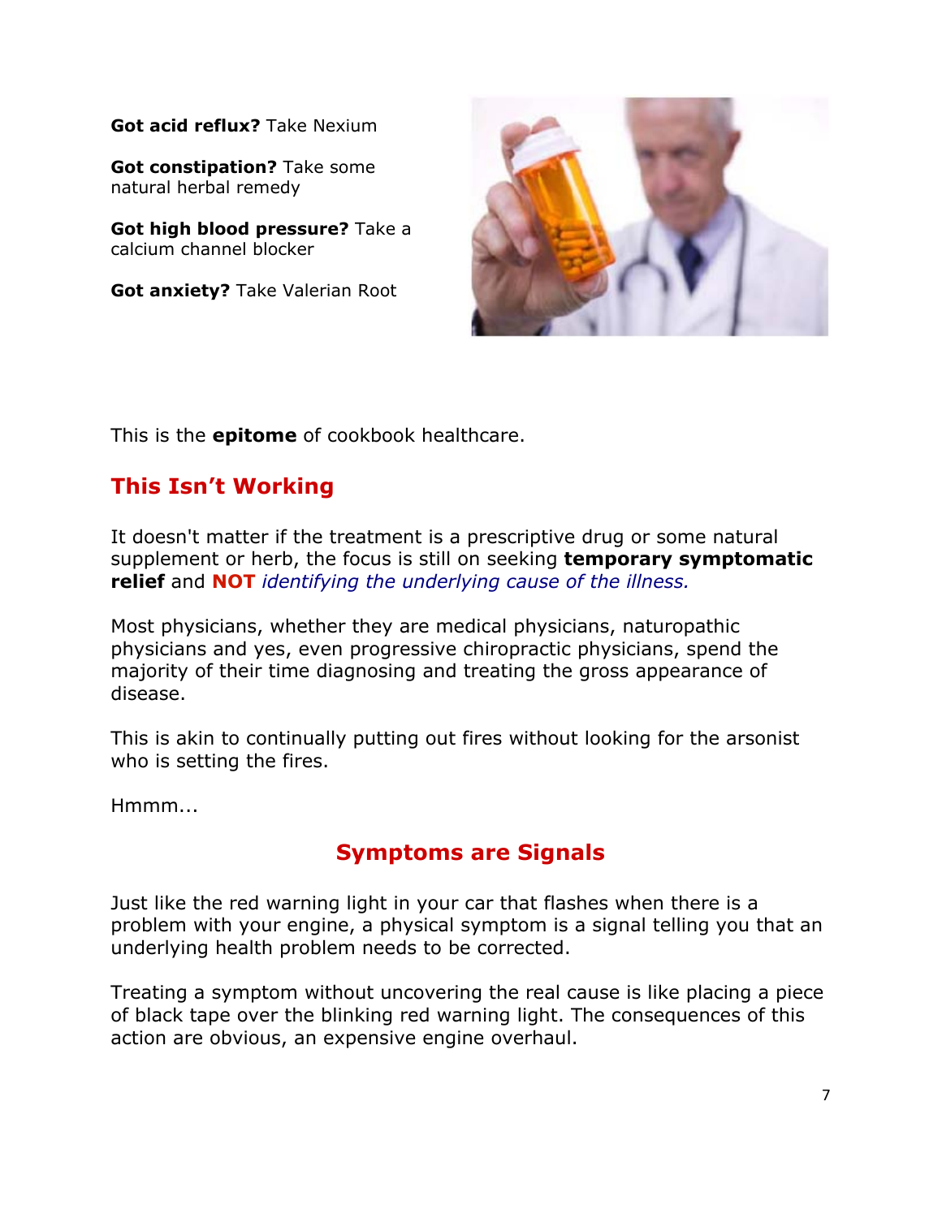**Got acid reflux?** Take Nexium

**Got constipation?** Take some natural herbal remedy

**Got high blood pressure?** Take a calcium channel blocker

**Got anxiety?** Take Valerian Root

This is the **epitome** of cookbook healthcare.

## This Isn't Working

It doesn't matter if the treatment is a prescriptive drug or some natural supplement or herb, the focus is still on seeking **temporary symptomatic relief** and **NOT** *identifying the underlying cause of the illness.*

Most physicians, whether they are medical physicians, naturopathic physicians and yes, even progressive chiropractic physicians, spend the majority of their time diagnosing and treating the gross appearance of disease.

This is akin to continually putting out fires without looking for the arsonist who is setting the fires.

Hmmm...

## Symptoms are Signals

Just like the red warning light in your car that flashes when there is a problem with your engine, a physical symptom is a signal telling you that an underlying health problem needs to be corrected.

Treating a symptom without uncovering the real cause is like placing a piece of black tape over the blinking red warning light. The consequences of this action are obvious, an expensive engine overhaul.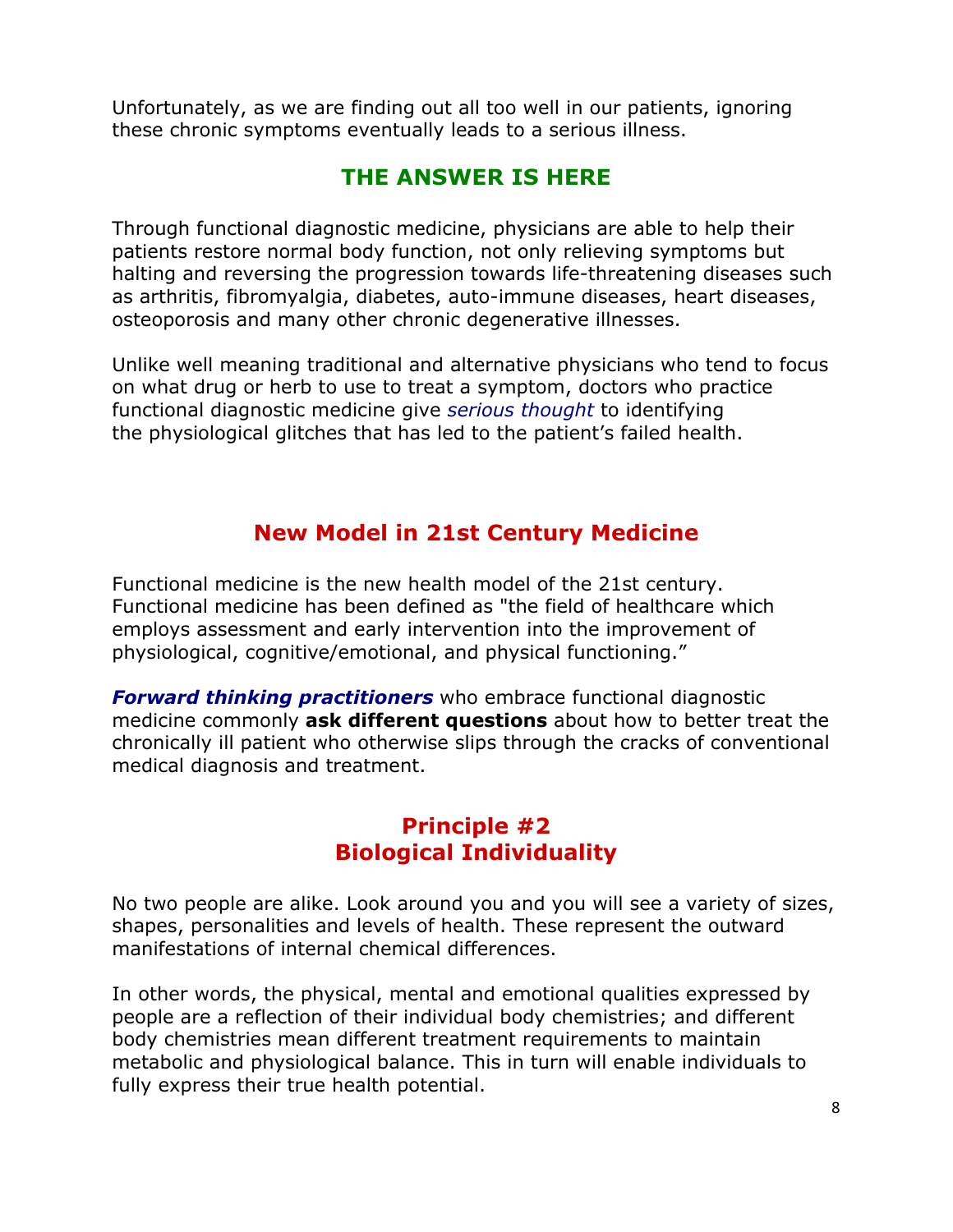Unfortunately, as we are finding out all too well in our patients, ignoring these chronic symptoms eventually leads to a serious illness.

## THE ANSWER IS HERE

Through functional diagnostic medicine, physicians are able to help their patients restore normal body function, not only relieving symptoms but halting and reversing the progression towards life-threatening diseases such as arthritis, fibromyalgia, diabetes, auto-immune diseases, heart diseases, osteoporosis and many other chronic degenerative illnesses.

Unlike well meaning traditional and alternative physicians who tend to focus on what drug or herb to use to treat a symptom, doctors who practice functional diagnostic medicine give *serious thought* to identifying the physiological glitches that has led to the patient's failed health.

## New Model in 21st Century Medicine

Functional medicine is the new health model of the 21st century. Functional medicine has been defined as "the field of healthcare which employs assessment and early intervention into the improvement of physiological, cognitive/emotional, and physical functioning."

***Forward thinking practitioners*** who embrace functional diagnostic medicine commonly **ask different questions** about how to better treat the chronically ill patient who otherwise slips through the cracks of conventional medical diagnosis and treatment.

## Principle #2
## Biological Individuality

No two people are alike. Look around you and you will see a variety of sizes, shapes, personalities and levels of health. These represent the outward manifestations of internal chemical differences.

In other words, the physical, mental and emotional qualities expressed by people are a reflection of their individual body chemistries; and different body chemistries mean different treatment requirements to maintain metabolic and physiological balance. This in turn will enable individuals to fully express their true health potential.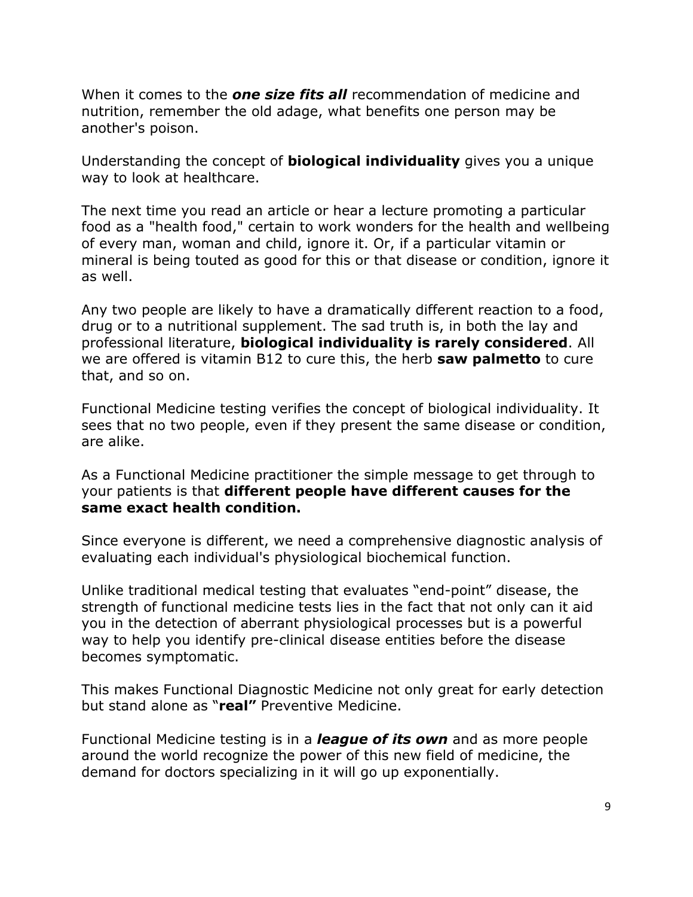When it comes to the ***one size fits all*** recommendation of medicine and nutrition, remember the old adage, what benefits one person may be another's poison.

Understanding the concept of **biological individuality** gives you a unique way to look at healthcare.

The next time you read an article or hear a lecture promoting a particular food as a "health food," certain to work wonders for the health and wellbeing of every man, woman and child, ignore it. Or, if a particular vitamin or mineral is being touted as good for this or that disease or condition, ignore it as well.

Any two people are likely to have a dramatically different reaction to a food, drug or to a nutritional supplement. The sad truth is, in both the lay and professional literature, **biological individuality is rarely considered**. All we are offered is vitamin B12 to cure this, the herb **saw palmetto** to cure that, and so on.

Functional Medicine testing verifies the concept of biological individuality. It sees that no two people, even if they present the same disease or condition, are alike.

As a Functional Medicine practitioner the simple message to get through to your patients is that **different people have different causes for the same exact health condition.**

Since everyone is different, we need a comprehensive diagnostic analysis of evaluating each individual's physiological biochemical function.

Unlike traditional medical testing that evaluates "end-point" disease, the strength of functional medicine tests lies in the fact that not only can it aid you in the detection of aberrant physiological processes but is a powerful way to help you identify pre-clinical disease entities before the disease becomes symptomatic.

This makes Functional Diagnostic Medicine not only great for early detection but stand alone as "**real"** Preventive Medicine.

Functional Medicine testing is in a ***league of its own*** and as more people around the world recognize the power of this new field of medicine, the demand for doctors specializing in it will go up exponentially.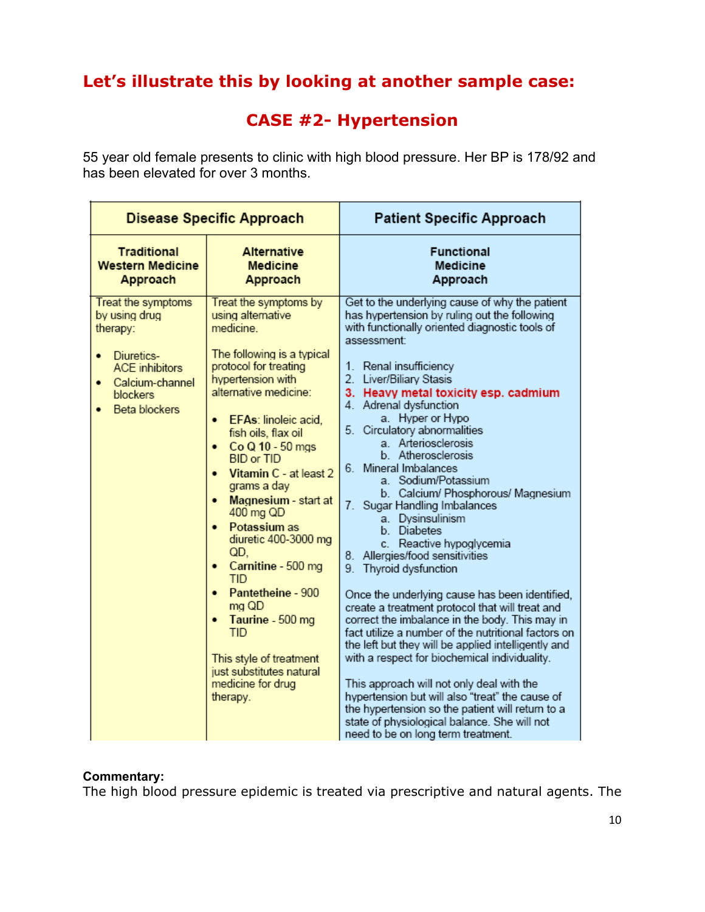## Let's illustrate this by looking at another sample case:

## CASE #2- Hypertension

55 year old female presents to clinic with high blood pressure. Her BP is 178/92 and has been elevated for over 3 months.

| Disease Specific Approach | | Patient Specific Approach |
|---|---|---|
| **Traditional Western Medicine Approach** | **Alternative Medicine Approach** | **Functional Medicine Approach** |
| Treat the symptoms by using drug therapy:<br><br>• Diuretics- ACE inhibitors<br>• Calcium-channel blockers<br>• Beta blockers | Treat the symptoms by using alternative medicine.<br><br>The following is a typical protocol for treating hypertension with alternative medicine:<br><br>• **EFAs**: linoleic acid, fish oils, flax oil<br>• **Co Q 10** - 50 mgs BID or TID<br>• **Vitamin C** - at least 2 grams a day<br>• **Magnesium** - start at 400 mg QD<br>• **Potassium** as diuretic 400-3000 mg QD,<br>• **Carnitine** - 500 mg TID<br>• **Pantetheine** - 900 mg QD<br>• **Taurine** - 500 mg TID<br><br>This style of treatment just substitutes natural medicine for drug therapy. | Get to the underlying cause of why the patient has hypertension by ruling out the following with functionally oriented diagnostic tools of assessment:<br><br>1. Renal insufficiency<br>2. Liver/Biliary Stasis<br>3. **Heavy metal toxicity esp. cadmium**<br>4. Adrenal dysfunction<br>&nbsp;&nbsp;&nbsp;a. Hyper or Hypo<br>5. Circulatory abnormalities<br>&nbsp;&nbsp;&nbsp;a. Arteriosclerosis<br>&nbsp;&nbsp;&nbsp;b. Atherosclerosis<br>6. Mineral Imbalances<br>&nbsp;&nbsp;&nbsp;a. Sodium/Potassium<br>&nbsp;&nbsp;&nbsp;b. Calcium/ Phosphorous/ Magnesium<br>7. Sugar Handling Imbalances<br>&nbsp;&nbsp;&nbsp;a. Dysinsulinism<br>&nbsp;&nbsp;&nbsp;b. Diabetes<br>&nbsp;&nbsp;&nbsp;c. Reactive hypoglycemia<br>8. Allergies/food sensitivities<br>9. Thyroid dysfunction<br><br>Once the underlying cause has been identified, create a treatment protocol that will treat and correct the imbalance in the body. This may in fact utilize a number of the nutritional factors on the left but they will be applied intelligently and with a respect for biochemical individuality.<br><br>This approach will not only deal with the hypertension but will also "treat" the cause of the hypertension so the patient will return to a state of physiological balance. She will not need to be on long term treatment. |

**Commentary:**
The high blood pressure epidemic is treated via prescriptive and natural agents. The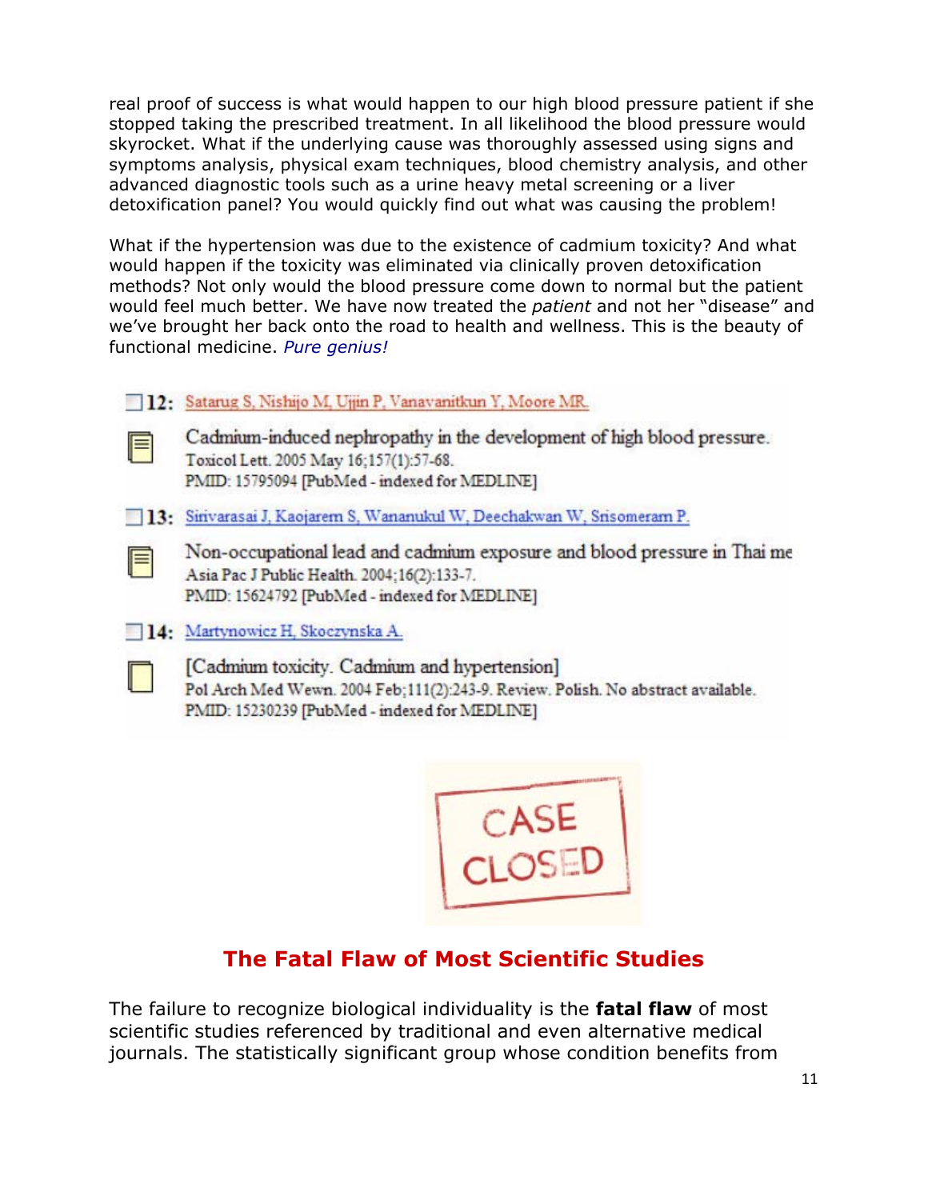real proof of success is what would happen to our high blood pressure patient if she stopped taking the prescribed treatment. In all likelihood the blood pressure would skyrocket. What if the underlying cause was thoroughly assessed using signs and symptoms analysis, physical exam techniques, blood chemistry analysis, and other advanced diagnostic tools such as a urine heavy metal screening or a liver detoxification panel? You would quickly find out what was causing the problem!

What if the hypertension was due to the existence of cadmium toxicity? And what would happen if the toxicity was eliminated via clinically proven detoxification methods? Not only would the blood pressure come down to normal but the patient would feel much better. We have now treated the *patient* and not her "disease" and we've brought her back onto the road to health and wellness. This is the beauty of functional medicine. *Pure genius!*

12: Satarug S, Nishijo M, Ujjin P, Vanavanitkun Y, Moore MR.
Cadmium-induced nephropathy in the development of high blood pressure.
Toxicol Lett. 2005 May 16;157(1):57-68.
PMID: 15795094 [PubMed - indexed for MEDLINE]

13: Sirivarasai J, Kaojarern S, Wananukul W, Deechakwan W, Srisomerarn P.
Non-occupational lead and cadmium exposure and blood pressure in Thai me
Asia Pac J Public Health. 2004;16(2):133-7.
PMID: 15624792 [PubMed - indexed for MEDLINE]

14: Martynowicz H, Skoczynska A.
[Cadmium toxicity. Cadmium and hypertension]
Pol Arch Med Wewn. 2004 Feb;111(2):243-9. Review. Polish. No abstract available.
PMID: 15230239 [PubMed - indexed for MEDLINE]

CASE CLOSED

## The Fatal Flaw of Most Scientific Studies

The failure to recognize biological individuality is the **fatal flaw** of most scientific studies referenced by traditional and even alternative medical journals. The statistically significant group whose condition benefits from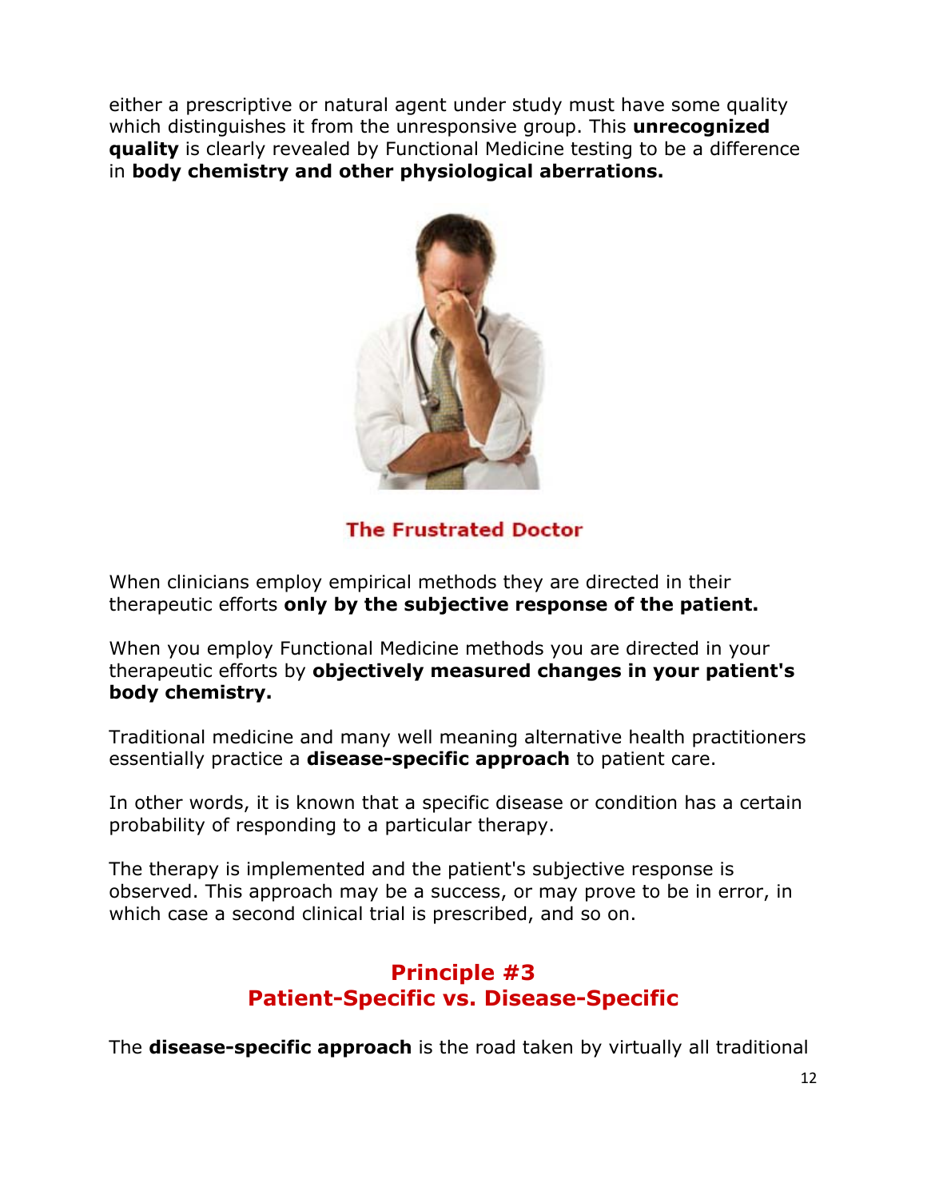either a prescriptive or natural agent under study must have some quality which distinguishes it from the unresponsive group. This **unrecognized quality** is clearly revealed by Functional Medicine testing to be a difference in **body chemistry and other physiological aberrations.**

**The Frustrated Doctor**

When clinicians employ empirical methods they are directed in their therapeutic efforts **only by the subjective response of the patient.**

When you employ Functional Medicine methods you are directed in your therapeutic efforts by **objectively measured changes in your patient's body chemistry.**

Traditional medicine and many well meaning alternative health practitioners essentially practice a **disease-specific approach** to patient care.

In other words, it is known that a specific disease or condition has a certain probability of responding to a particular therapy.

The therapy is implemented and the patient's subjective response is observed. This approach may be a success, or may prove to be in error, in which case a second clinical trial is prescribed, and so on.

## Principle #3
## Patient-Specific vs. Disease-Specific

The **disease-specific approach** is the road taken by virtually all traditional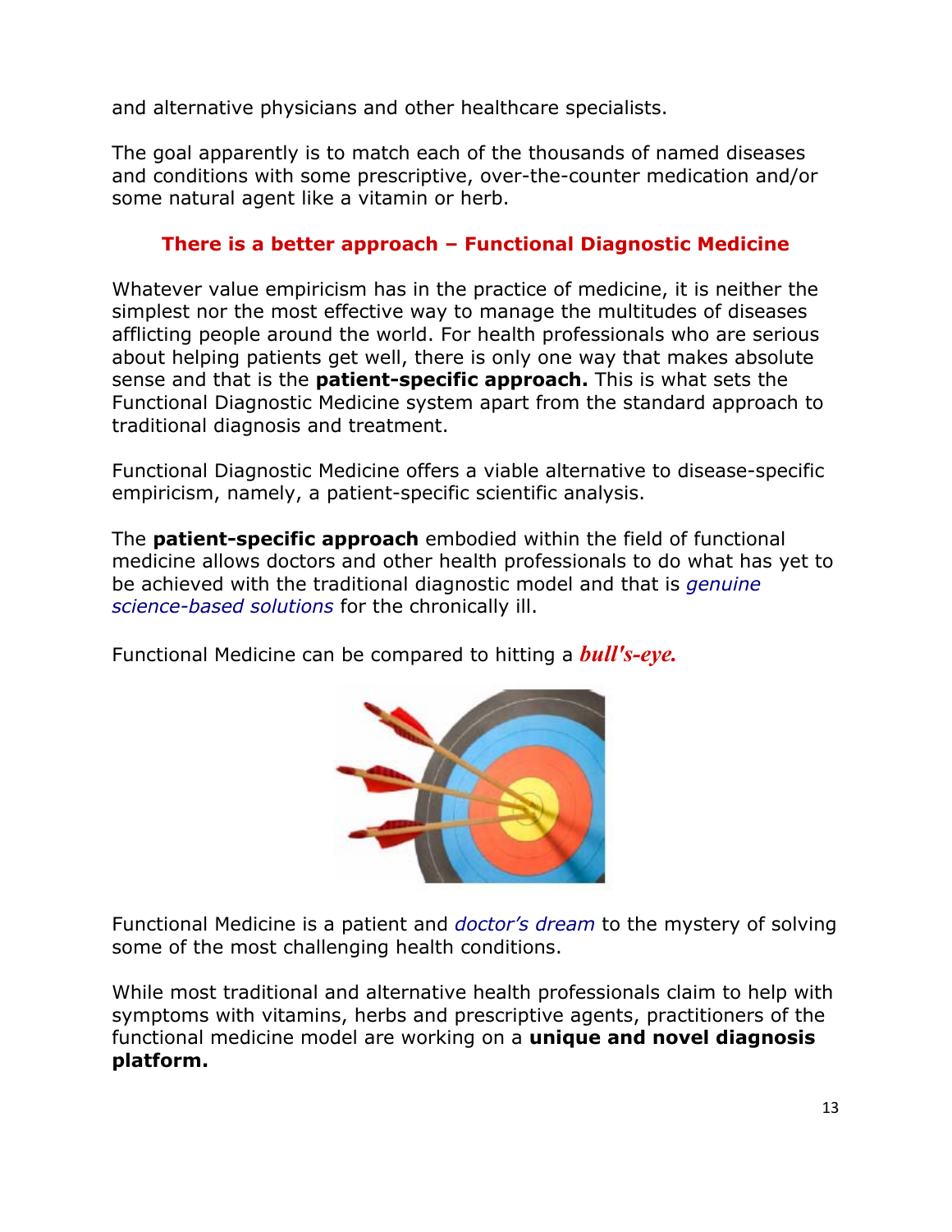and alternative physicians and other healthcare specialists.

The goal apparently is to match each of the thousands of named diseases and conditions with some prescriptive, over-the-counter medication and/or some natural agent like a vitamin or herb.

## There is a better approach – Functional Diagnostic Medicine

Whatever value empiricism has in the practice of medicine, it is neither the simplest nor the most effective way to manage the multitudes of diseases afflicting people around the world. For health professionals who are serious about helping patients get well, there is only one way that makes absolute sense and that is the **patient-specific approach.** This is what sets the Functional Diagnostic Medicine system apart from the standard approach to traditional diagnosis and treatment.

Functional Diagnostic Medicine offers a viable alternative to disease-specific empiricism, namely, a patient-specific scientific analysis.

The **patient-specific approach** embodied within the field of functional medicine allows doctors and other health professionals to do what has yet to be achieved with the traditional diagnostic model and that is *genuine science-based solutions* for the chronically ill.

Functional Medicine can be compared to hitting a ***bull's-eye.***

Functional Medicine is a patient and *doctor's dream* to the mystery of solving some of the most challenging health conditions.

While most traditional and alternative health professionals claim to help with symptoms with vitamins, herbs and prescriptive agents, practitioners of the functional medicine model are working on a **unique and novel diagnosis platform.**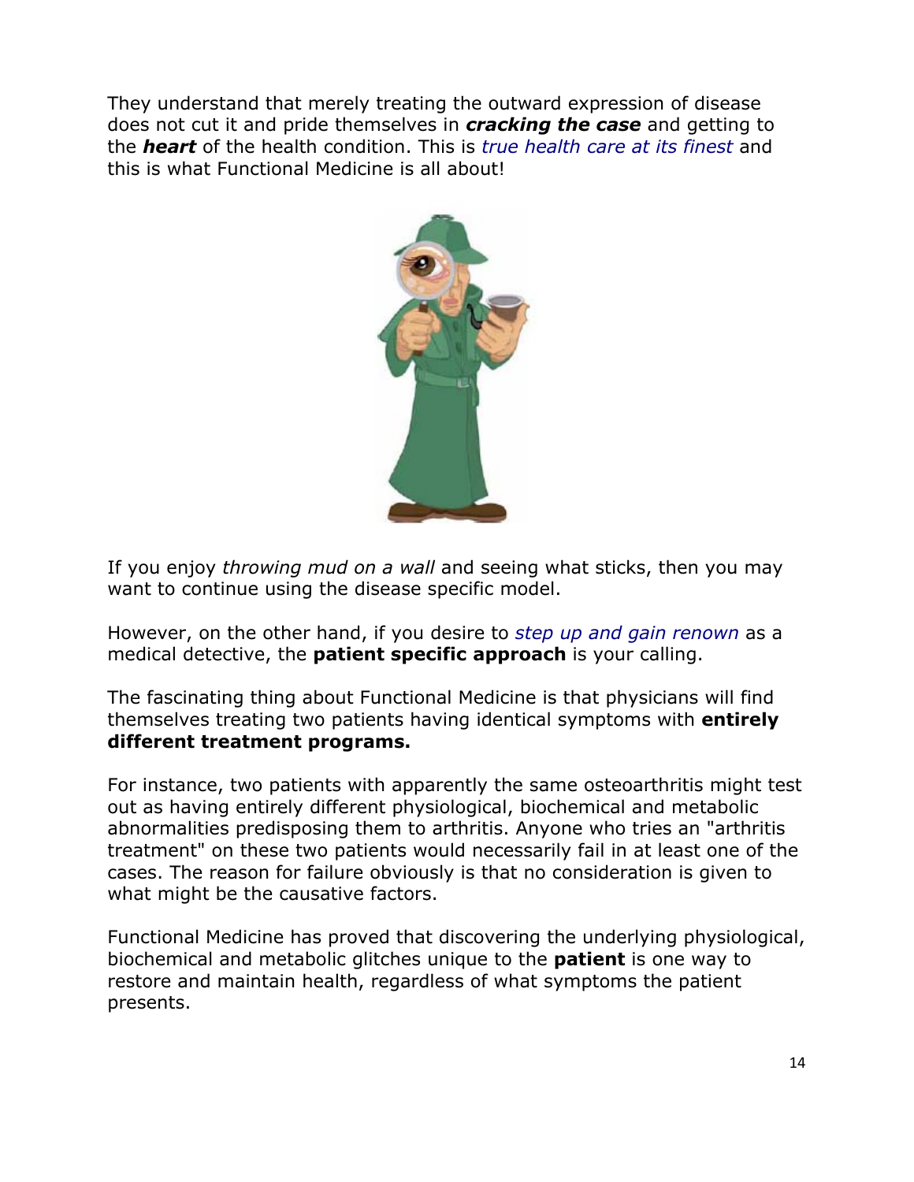They understand that merely treating the outward expression of disease does not cut it and pride themselves in ***cracking the case*** and getting to the ***heart*** of the health condition. This is *true health care at its finest* and this is what Functional Medicine is all about!

If you enjoy *throwing mud on a wall* and seeing what sticks, then you may want to continue using the disease specific model.

However, on the other hand, if you desire to *step up and gain renown* as a medical detective, the **patient specific approach** is your calling.

The fascinating thing about Functional Medicine is that physicians will find themselves treating two patients having identical symptoms with **entirely different treatment programs.**

For instance, two patients with apparently the same osteoarthritis might test out as having entirely different physiological, biochemical and metabolic abnormalities predisposing them to arthritis. Anyone who tries an "arthritis treatment" on these two patients would necessarily fail in at least one of the cases. The reason for failure obviously is that no consideration is given to what might be the causative factors.

Functional Medicine has proved that discovering the underlying physiological, biochemical and metabolic glitches unique to the **patient** is one way to restore and maintain health, regardless of what symptoms the patient presents.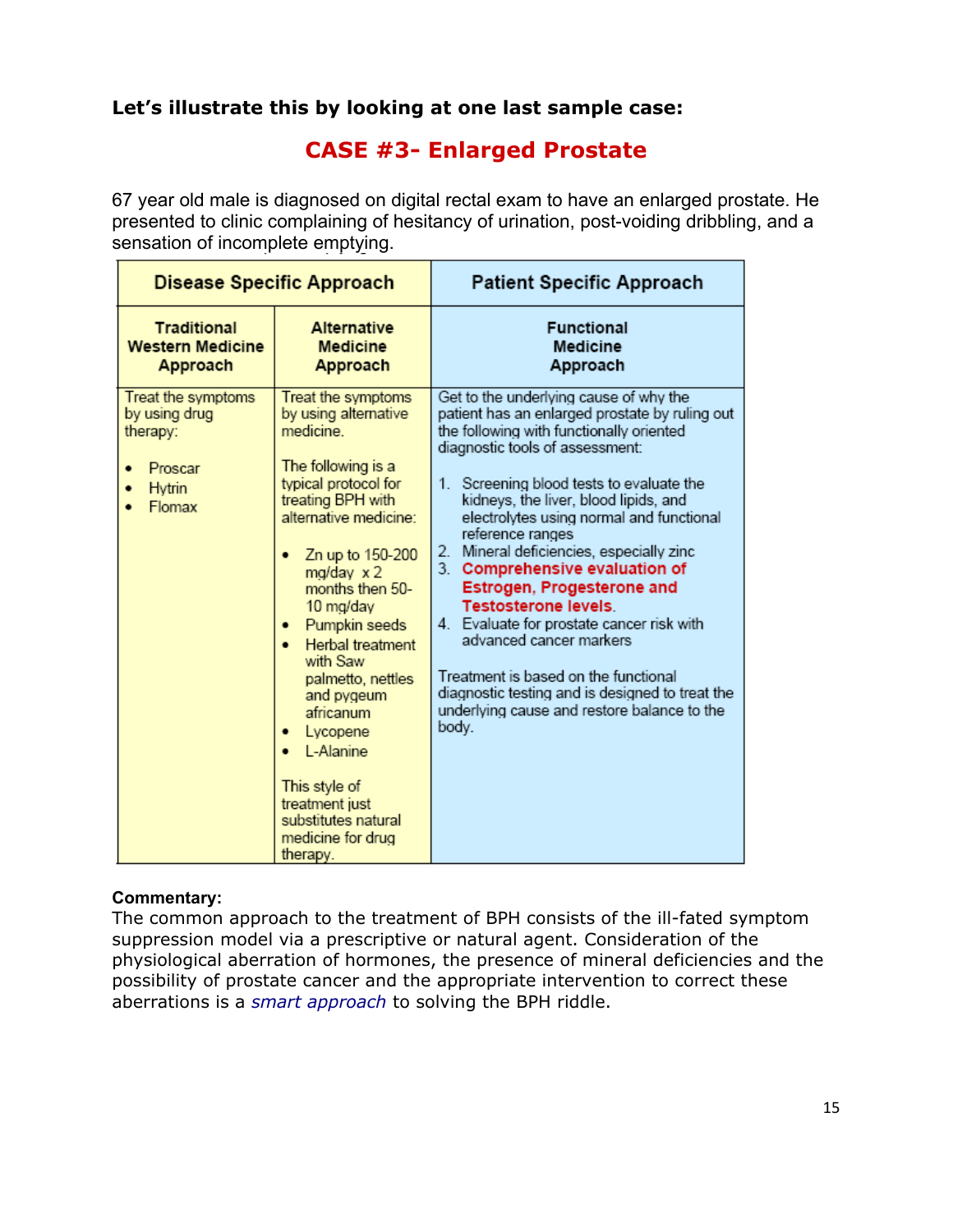**Let's illustrate this by looking at one last sample case:**

## CASE #3- Enlarged Prostate

67 year old male is diagnosed on digital rectal exam to have an enlarged prostate. He presented to clinic complaining of hesitancy of urination, post-voiding dribbling, and a sensation of incomplete emptying.

| Disease Specific Approach | | Patient Specific Approach |
|---|---|---|
| **Traditional Western Medicine Approach** | **Alternative Medicine Approach** | **Functional Medicine Approach** |
| Treat the symptoms by using drug therapy:<br><br>• Proscar<br>• Hytrin<br>• Flomax | Treat the symptoms by using alternative medicine.<br><br>The following is a typical protocol for treating BPH with alternative medicine:<br><br>• Zn up to 150-200 mg/day x 2 months then 50-10 mg/day<br>• Pumpkin seeds<br>• Herbal treatment with Saw palmetto, nettles and pygeum africanum<br>• Lycopene<br>• L-Alanine<br><br>This style of treatment just substitutes natural medicine for drug therapy. | Get to the underlying cause of why the patient has an enlarged prostate by ruling out the following with functionally oriented diagnostic tools of assessment:<br><br>1. Screening blood tests to evaluate the kidneys, the liver, blood lipids, and electrolytes using normal and functional reference ranges<br>2. Mineral deficiencies, especially zinc<br>3. **Comprehensive evaluation of Estrogen, Progesterone and Testosterone levels**.<br>4. Evaluate for prostate cancer risk with advanced cancer markers<br><br>Treatment is based on the functional diagnostic testing and is designed to treat the underlying cause and restore balance to the body. |

**Commentary:**
The common approach to the treatment of BPH consists of the ill-fated symptom suppression model via a prescriptive or natural agent. Consideration of the physiological aberration of hormones, the presence of mineral deficiencies and the possibility of prostate cancer and the appropriate intervention to correct these aberrations is a *smart approach* to solving the BPH riddle.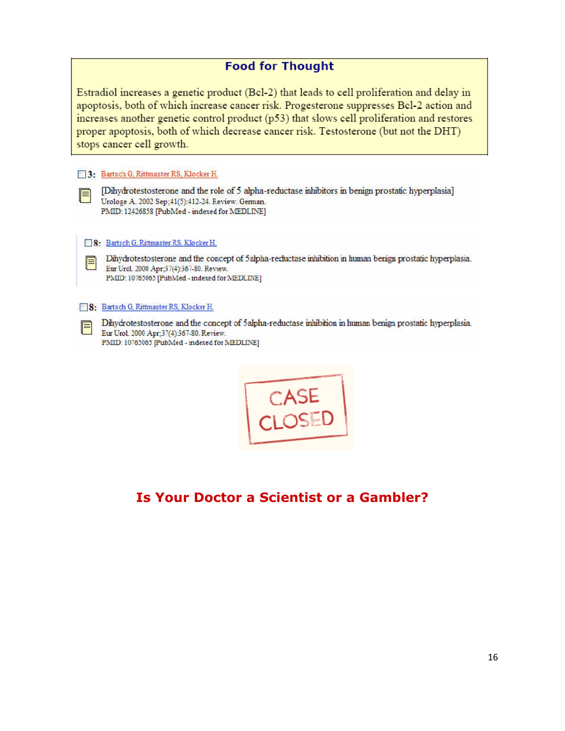## Food for Thought

Estradiol increases a genetic product (Bcl-2) that leads to cell proliferation and delay in apoptosis, both of which increase cancer risk. Progesterone suppresses Bcl-2 action and increases another genetic control product (p53) that slows cell proliferation and restores proper apoptosis, both of which decrease cancer risk. Testosterone (but not the DHT) stops cancer cell growth.

3: Bartsch G, Rittmaster RS, Klocker H.

[Dihydrotestosterone and the role of 5 alpha-reductase inhibitors in benign prostatic hyperplasia]
Urologe A. 2002 Sep;41(5):412-24. Review. German.
PMID: 12426858 [PubMed - indexed for MEDLINE]

8: Bartsch G, Rittmaster RS, Klocker H.

Dihydrotestosterone and the concept of 5alpha-reductase inhibition in human benign prostatic hyperplasia.
Eur Urol. 2000 Apr;37(4):367-80. Review.
PMID: 10765065 [PubMed - indexed for MEDLINE]

8: Bartsch G, Rittmaster RS, Klocker H.

Dihydrotestosterone and the concept of 5alpha-reductase inhibition in human benign prostatic hyperplasia.
Eur Urol. 2000 Apr;37(4):367-80. Review.
PMID: 10765065 [PubMed - indexed for MEDLINE]

CASE CLOSED

## Is Your Doctor a Scientist or a Gambler?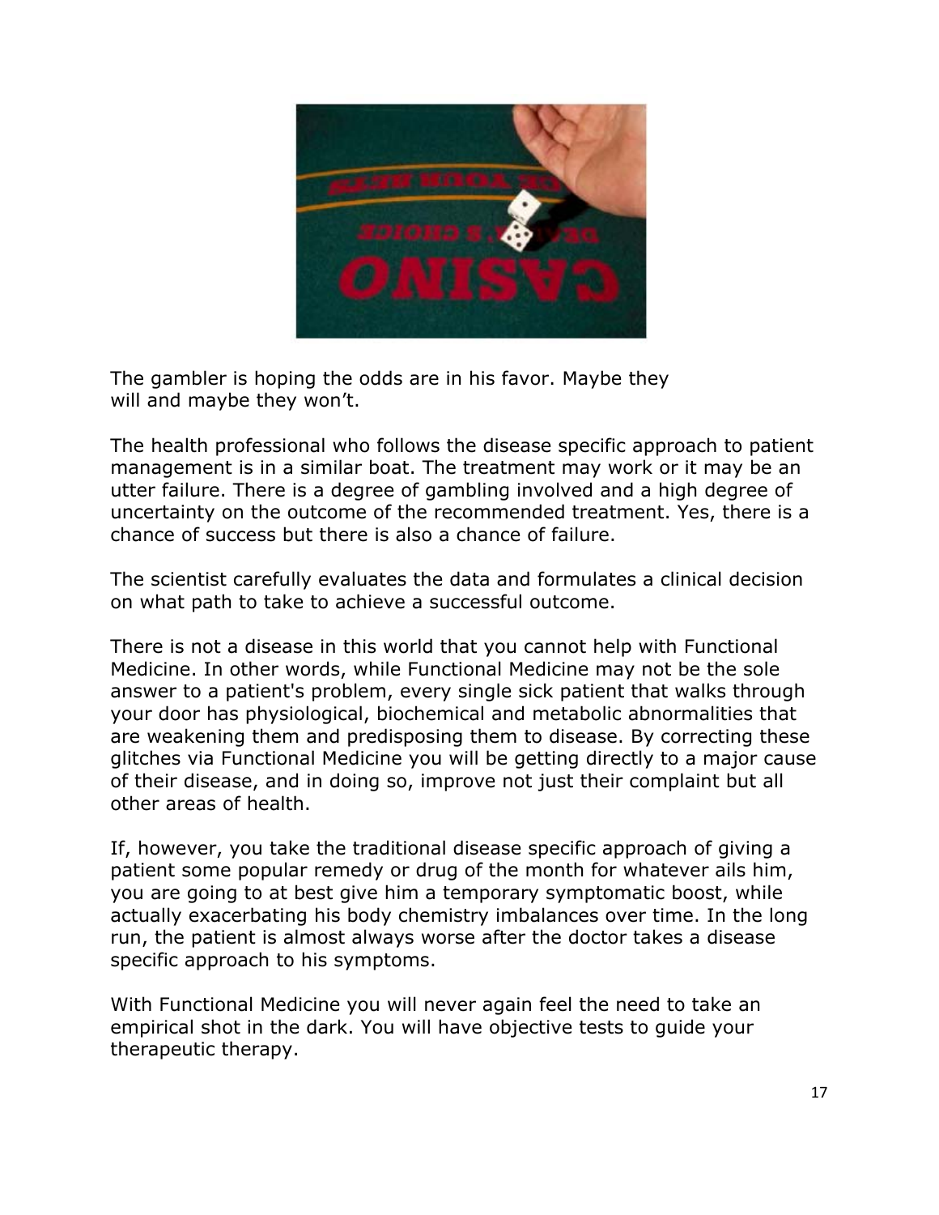The gambler is hoping the odds are in his favor. Maybe they will and maybe they won't.

The health professional who follows the disease specific approach to patient management is in a similar boat. The treatment may work or it may be an utter failure. There is a degree of gambling involved and a high degree of uncertainty on the outcome of the recommended treatment. Yes, there is a chance of success but there is also a chance of failure.

The scientist carefully evaluates the data and formulates a clinical decision on what path to take to achieve a successful outcome.

There is not a disease in this world that you cannot help with Functional Medicine. In other words, while Functional Medicine may not be the sole answer to a patient's problem, every single sick patient that walks through your door has physiological, biochemical and metabolic abnormalities that are weakening them and predisposing them to disease. By correcting these glitches via Functional Medicine you will be getting directly to a major cause of their disease, and in doing so, improve not just their complaint but all other areas of health.

If, however, you take the traditional disease specific approach of giving a patient some popular remedy or drug of the month for whatever ails him, you are going to at best give him a temporary symptomatic boost, while actually exacerbating his body chemistry imbalances over time. In the long run, the patient is almost always worse after the doctor takes a disease specific approach to his symptoms.

With Functional Medicine you will never again feel the need to take an empirical shot in the dark. You will have objective tests to guide your therapeutic therapy.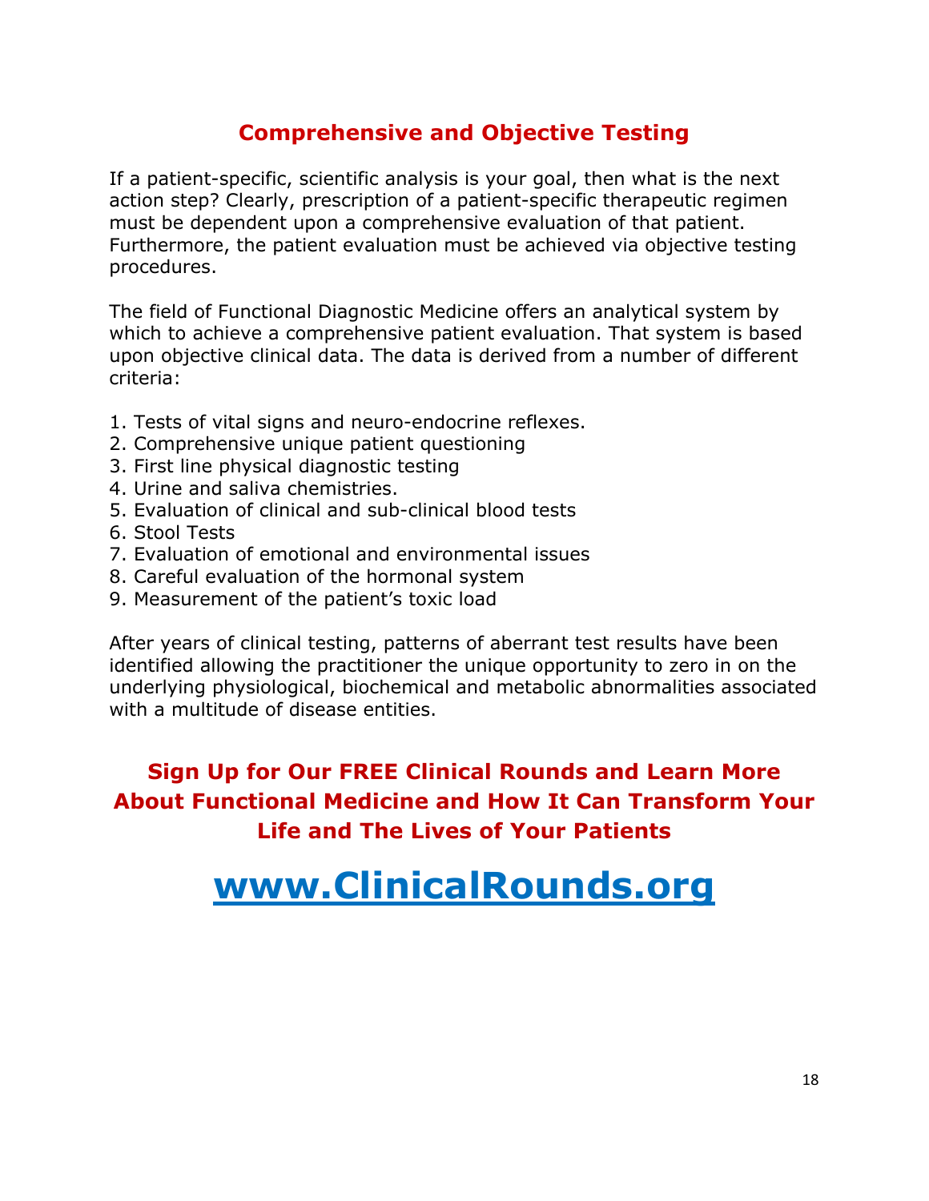## Comprehensive and Objective Testing

If a patient-specific, scientific analysis is your goal, then what is the next action step? Clearly, prescription of a patient-specific therapeutic regimen must be dependent upon a comprehensive evaluation of that patient. Furthermore, the patient evaluation must be achieved via objective testing procedures.

The field of Functional Diagnostic Medicine offers an analytical system by which to achieve a comprehensive patient evaluation. That system is based upon objective clinical data. The data is derived from a number of different criteria:

1. Tests of vital signs and neuro-endocrine reflexes.
2. Comprehensive unique patient questioning
3. First line physical diagnostic testing
4. Urine and saliva chemistries.
5. Evaluation of clinical and sub-clinical blood tests
6. Stool Tests
7. Evaluation of emotional and environmental issues
8. Careful evaluation of the hormonal system
9. Measurement of the patient's toxic load

After years of clinical testing, patterns of aberrant test results have been identified allowing the practitioner the unique opportunity to zero in on the underlying physiological, biochemical and metabolic abnormalities associated with a multitude of disease entities.

**Sign Up for Our FREE Clinical Rounds and Learn More About Functional Medicine and How It Can Transform Your Life and The Lives of Your Patients**

# [www.ClinicalRounds.org](http://www.ClinicalRounds.org)